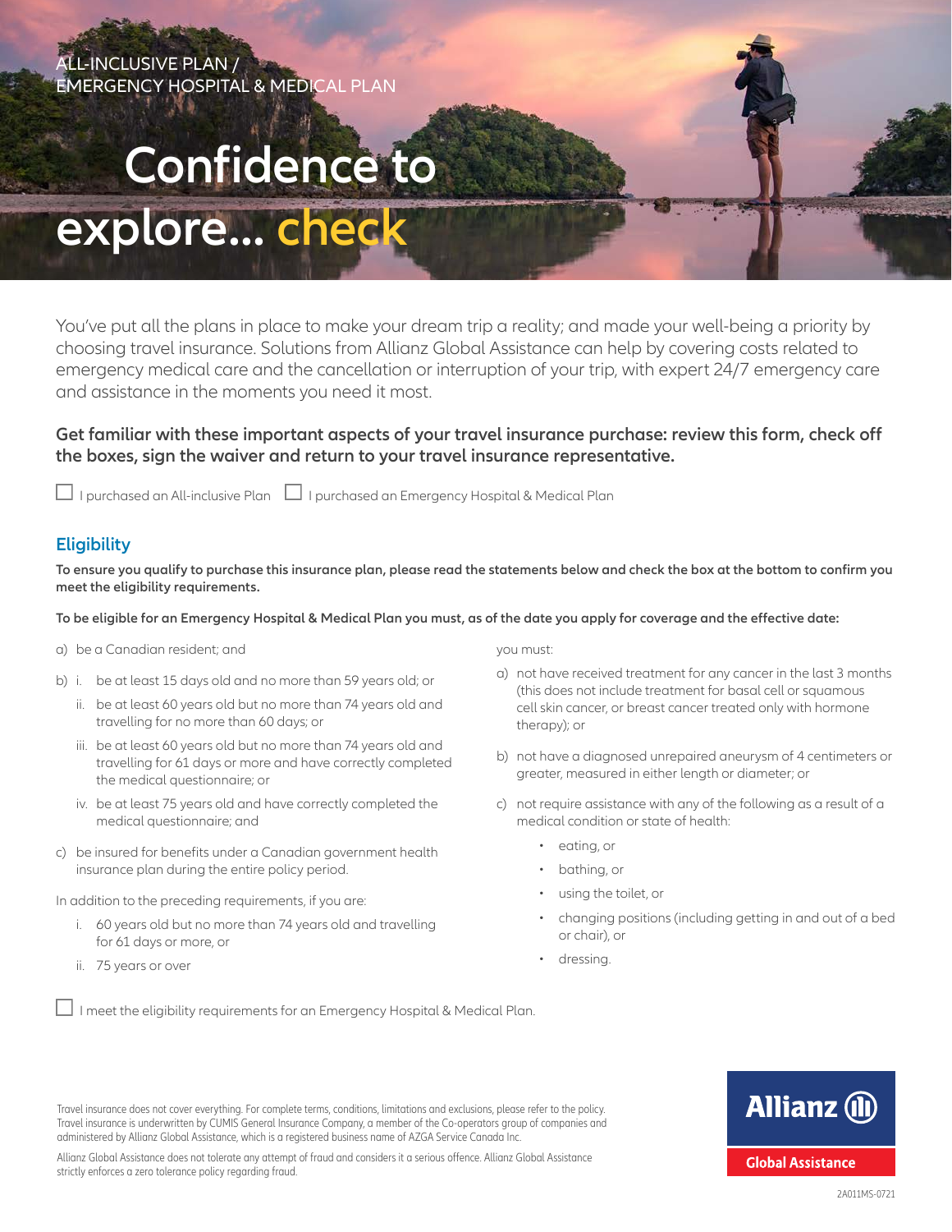ALL-INCLUSIVE PLAN /
EMERGENCY HOSPITAL & MEDICAL PLAN

# Confidence to explore... check

You've put all the plans in place to make your dream trip a reality; and made your well-being a priority by choosing travel insurance. Solutions from Allianz Global Assistance can help by covering costs related to emergency medical care and the cancellation or interruption of your trip, with expert 24/7 emergency care and assistance in the moments you need it most.

**Get familiar with these important aspects of your travel insurance purchase: review this form, check off the boxes, sign the waiver and return to your travel insurance representative.**

☐ I purchased an All-inclusive Plan ☐ I purchased an Emergency Hospital & Medical Plan

## Eligibility

**To ensure you qualify to purchase this insurance plan, please read the statements below and check the box at the bottom to confirm you meet the eligibility requirements.**

**To be eligible for an Emergency Hospital & Medical Plan you must, as of the date you apply for coverage and the effective date:**

a) be a Canadian resident; and

b) i. be at least 15 days old and no more than 59 years old; or

   ii. be at least 60 years old but no more than 74 years old and travelling for no more than 60 days; or

   iii. be at least 60 years old but no more than 74 years old and travelling for 61 days or more and have correctly completed the medical questionnaire; or

   iv. be at least 75 years old and have correctly completed the medical questionnaire; and

c) be insured for benefits under a Canadian government health insurance plan during the entire policy period.

In addition to the preceding requirements, if you are:

i. 60 years old but no more than 74 years old and travelling for 61 days or more, or

ii. 75 years or over

you must:

a) not have received treatment for any cancer in the last 3 months (this does not include treatment for basal cell or squamous cell skin cancer, or breast cancer treated only with hormone therapy); or

b) not have a diagnosed unrepaired aneurysm of 4 centimeters or greater, measured in either length or diameter; or

c) not require assistance with any of the following as a result of a medical condition or state of health:

- eating, or
- bathing, or
- using the toilet, or
- changing positions (including getting in and out of a bed or chair), or
- dressing.

☐ I meet the eligibility requirements for an Emergency Hospital & Medical Plan.

Travel insurance does not cover everything. For complete terms, conditions, limitations and exclusions, please refer to the policy. Travel insurance is underwritten by CUMIS General Insurance Company, a member of the Co-operators group of companies and administered by Allianz Global Assistance, which is a registered business name of AZGA Service Canada Inc.

Allianz Global Assistance does not tolerate any attempt of fraud and considers it a serious offence. Allianz Global Assistance strictly enforces a zero tolerance policy regarding fraud.

Allianz Global Assistance

2A011MS-0721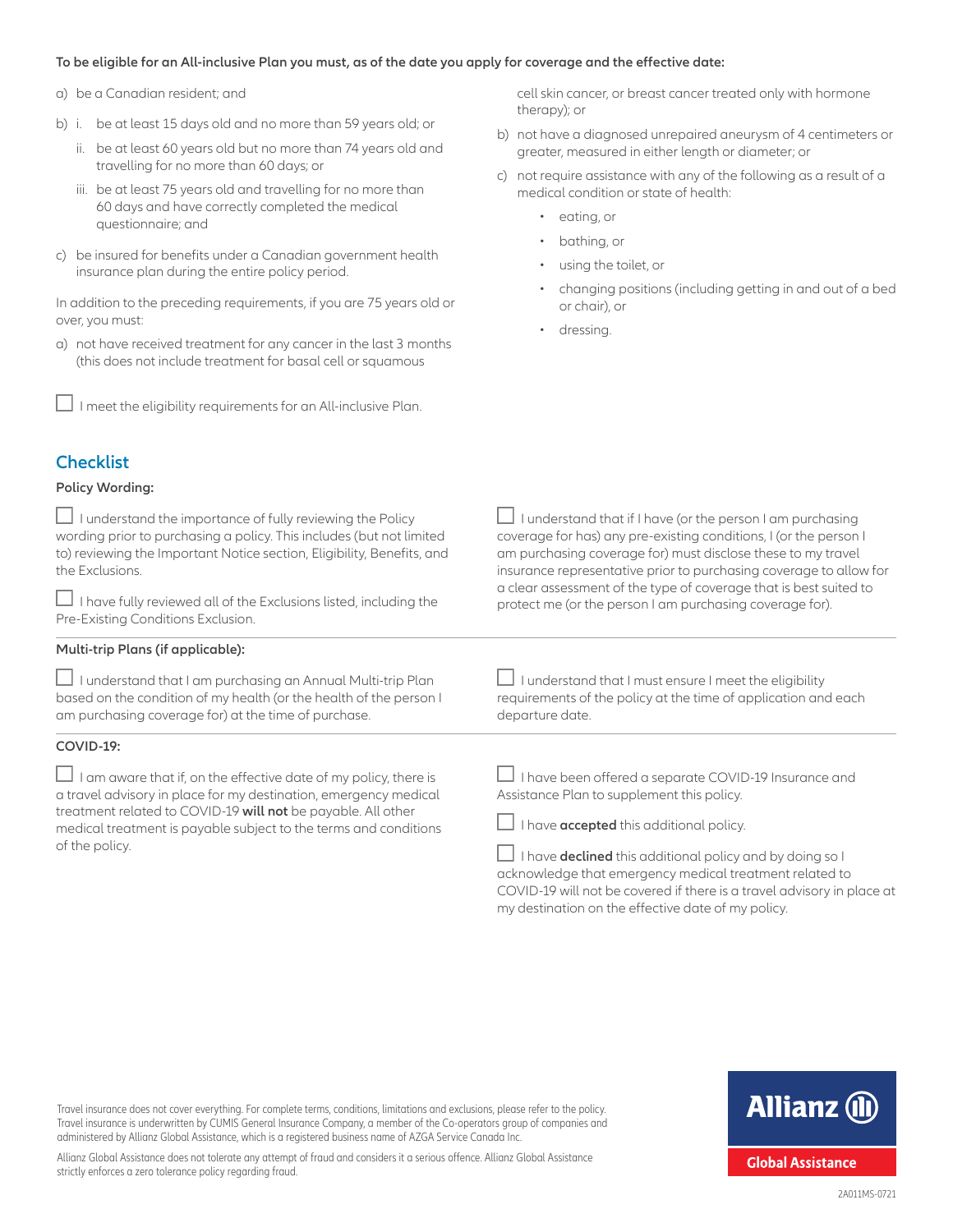**To be eligible for an All-inclusive Plan you must, as of the date you apply for coverage and the effective date:**

a) be a Canadian resident; and

b) i. be at least 15 days old and no more than 59 years old; or

ii. be at least 60 years old but no more than 74 years old and travelling for no more than 60 days; or

iii. be at least 75 years old and travelling for no more than 60 days and have correctly completed the medical questionnaire; and

c) be insured for benefits under a Canadian government health insurance plan during the entire policy period.

In addition to the preceding requirements, if you are 75 years old or over, you must:

a) not have received treatment for any cancer in the last 3 months (this does not include treatment for basal cell or squamous cell skin cancer, or breast cancer treated only with hormone therapy); or

b) not have a diagnosed unrepaired aneurysm of 4 centimeters or greater, measured in either length or diameter; or

c) not require assistance with any of the following as a result of a medical condition or state of health:

- eating, or
- bathing, or
- using the toilet, or
- changing positions (including getting in and out of a bed or chair), or
- dressing.

☐ I meet the eligibility requirements for an All-inclusive Plan.

## Checklist

**Policy Wording:**

☐ I understand the importance of fully reviewing the Policy wording prior to purchasing a policy. This includes (but not limited to) reviewing the Important Notice section, Eligibility, Benefits, and the Exclusions.

☐ I have fully reviewed all of the Exclusions listed, including the Pre-Existing Conditions Exclusion.

☐ I understand that if I have (or the person I am purchasing coverage for has) any pre-existing conditions, I (or the person I am purchasing coverage for) must disclose these to my travel insurance representative prior to purchasing coverage to allow for a clear assessment of the type of coverage that is best suited to protect me (or the person I am purchasing coverage for).

**Multi-trip Plans (if applicable):**

☐ I understand that I am purchasing an Annual Multi-trip Plan based on the condition of my health (or the health of the person I am purchasing coverage for) at the time of purchase.

☐ I understand that I must ensure I meet the eligibility requirements of the policy at the time of application and each departure date.

**COVID-19:**

☐ I am aware that if, on the effective date of my policy, there is a travel advisory in place for my destination, emergency medical treatment related to COVID-19 **will not** be payable. All other medical treatment is payable subject to the terms and conditions of the policy.

☐ I have been offered a separate COVID-19 Insurance and Assistance Plan to supplement this policy.

☐ I have **accepted** this additional policy.

☐ I have **declined** this additional policy and by doing so I acknowledge that emergency medical treatment related to COVID-19 will not be covered if there is a travel advisory in place at my destination on the effective date of my policy.

Travel insurance does not cover everything. For complete terms, conditions, limitations and exclusions, please refer to the policy. Travel insurance is underwritten by CUMIS General Insurance Company, a member of the Co-operators group of companies and administered by Allianz Global Assistance, which is a registered business name of AZGA Service Canada Inc.

Allianz Global Assistance does not tolerate any attempt of fraud and considers it a serious offence. Allianz Global Assistance strictly enforces a zero tolerance policy regarding fraud.

Allianz Global Assistance

2A011MS-0721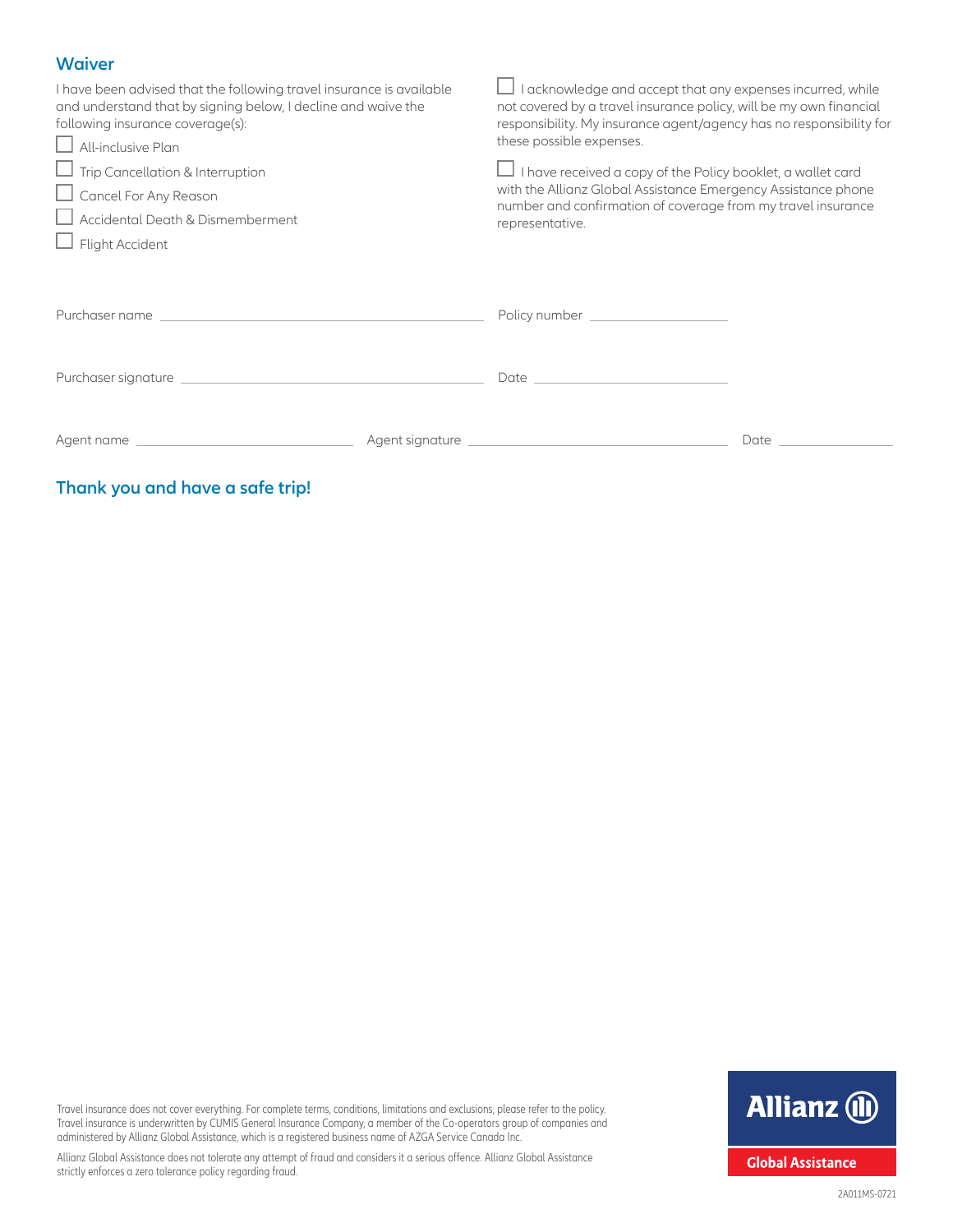## Waiver

I have been advised that the following travel insurance is available and understand that by signing below, I decline and waive the following insurance coverage(s):

- ☐ All-inclusive Plan
- ☐ Trip Cancellation & Interruption
- ☐ Cancel For Any Reason
- ☐ Accidental Death & Dismemberment
- ☐ Flight Accident

☐ I acknowledge and accept that any expenses incurred, while not covered by a travel insurance policy, will be my own financial responsibility. My insurance agent/agency has no responsibility for these possible expenses.

☐ I have received a copy of the Policy booklet, a wallet card with the Allianz Global Assistance Emergency Assistance phone number and confirmation of coverage from my travel insurance representative.

Purchaser name ______________________________ Policy number ____________________

Purchaser signature ______________________________ Date ____________________

Agent name ____________________ Agent signature ______________________________ Date ____________________

## Thank you and have a safe trip!

Travel insurance does not cover everything. For complete terms, conditions, limitations and exclusions, please refer to the policy. Travel insurance is underwritten by CUMIS General Insurance Company, a member of the Co-operators group of companies and administered by Allianz Global Assistance, which is a registered business name of AZGA Service Canada Inc.

Allianz Global Assistance does not tolerate any attempt of fraud and considers it a serious offence. Allianz Global Assistance strictly enforces a zero tolerance policy regarding fraud.

Allianz Global Assistance

2A011MS-0721